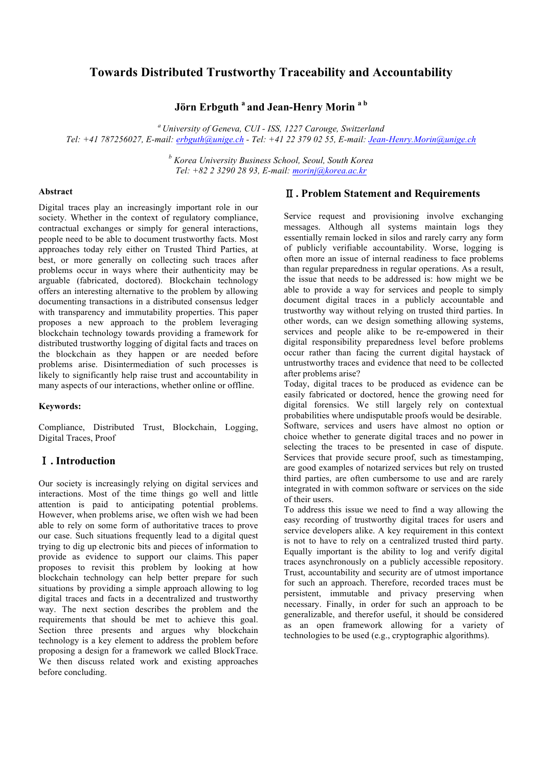# Towards Distributed Trustworthy Traceability and Accountability

**Jörn Erbguth [a] and Jean-Henry Morin [a b]**

*[a] University of Geneva, CUI - ISS, 1227 Carouge, Switzerland*
*Tel: +41 787256027, E-mail: erbguth@unige.ch - Tel: +41 22 379 02 55, E-mail: Jean-Henry.Morin@unige.ch*

*[b] Korea University Business School, Seoul, South Korea*
*Tel: +82 2 3290 28 93, E-mail: morinj@korea.ac.kr*

**Abstract**

Digital traces play an increasingly important role in our society. Whether in the context of regulatory compliance, contractual exchanges or simply for general interactions, people need to be able to document trustworthy facts. Most approaches today rely either on Trusted Third Parties, at best, or more generally on collecting such traces after problems occur in ways where their authenticity may be arguable (fabricated, doctored). Blockchain technology offers an interesting alternative to the problem by allowing documenting transactions in a distributed consensus ledger with transparency and immutability properties. This paper proposes a new approach to the problem leveraging blockchain technology towards providing a framework for distributed trustworthy logging of digital facts and traces on the blockchain as they happen or are needed before problems arise. Disintermediation of such processes is likely to significantly help raise trust and accountability in many aspects of our interactions, whether online or offline.

**Keywords:**

Compliance, Distributed Trust, Blockchain, Logging, Digital Traces, Proof

## Ⅰ. Introduction

Our society is increasingly relying on digital services and interactions. Most of the time things go well and little attention is paid to anticipating potential problems. However, when problems arise, we often wish we had been able to rely on some form of authoritative traces to prove our case. Such situations frequently lead to a digital quest trying to dig up electronic bits and pieces of information to provide as evidence to support our claims. This paper proposes to revisit this problem by looking at how blockchain technology can help better prepare for such situations by providing a simple approach allowing to log digital traces and facts in a decentralized and trustworthy way. The next section describes the problem and the requirements that should be met to achieve this goal. Section three presents and argues why blockchain technology is a key element to address the problem before proposing a design for a framework we called BlockTrace. We then discuss related work and existing approaches before concluding.

## Ⅱ. Problem Statement and Requirements

Service request and provisioning involve exchanging messages. Although all systems maintain logs they essentially remain locked in silos and rarely carry any form of publicly verifiable accountability. Worse, logging is often more an issue of internal readiness to face problems than regular preparedness in regular operations. As a result, the issue that needs to be addressed is: how might we be able to provide a way for services and people to simply document digital traces in a publicly accountable and trustworthy way without relying on trusted third parties. In other words, can we design something allowing systems, services and people alike to be re-empowered in their digital responsibility preparedness level before problems occur rather than facing the current digital haystack of untrustworthy traces and evidence that need to be collected after problems arise?

Today, digital traces to be produced as evidence can be easily fabricated or doctored, hence the growing need for digital forensics. We still largely rely on contextual probabilities where undisputable proofs would be desirable. Software, services and users have almost no option or choice whether to generate digital traces and no power in selecting the traces to be presented in case of dispute. Services that provide secure proof, such as timestamping, are good examples of notarized services but rely on trusted third parties, are often cumbersome to use and are rarely integrated in with common software or services on the side of their users.

To address this issue we need to find a way allowing the easy recording of trustworthy digital traces for users and service developers alike. A key requirement in this context is not to have to rely on a centralized trusted third party. Equally important is the ability to log and verify digital traces asynchronously on a publicly accessible repository. Trust, accountability and security are of utmost importance for such an approach. Therefore, recorded traces must be persistent, immutable and privacy preserving when necessary. Finally, in order for such an approach to be generalizable, and therefor useful, it should be considered as an open framework allowing for a variety of technologies to be used (e.g., cryptographic algorithms).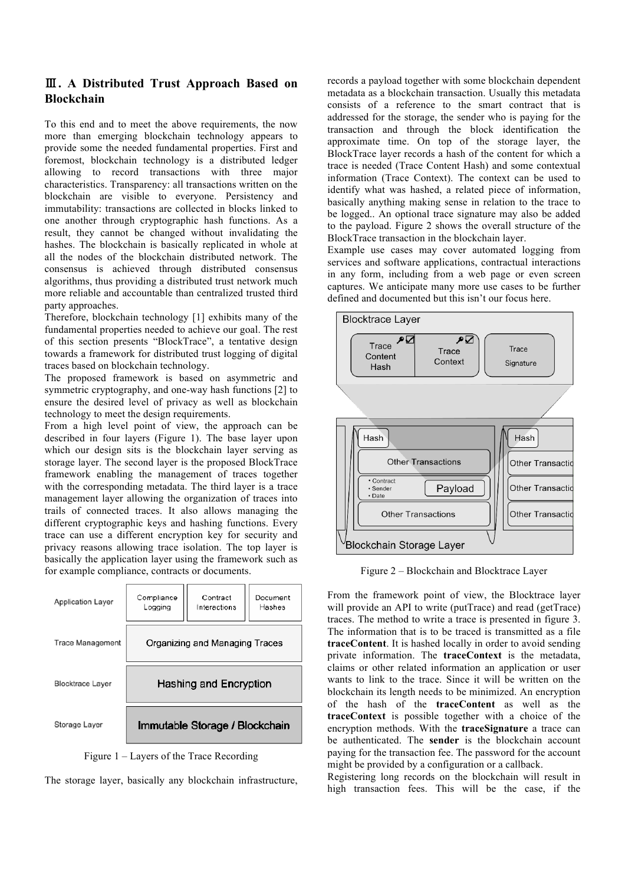## Ⅲ. A Distributed Trust Approach Based on Blockchain

To this end and to meet the above requirements, the now more than emerging blockchain technology appears to provide some the needed fundamental properties. First and foremost, blockchain technology is a distributed ledger allowing to record transactions with three major characteristics. Transparency: all transactions written on the blockchain are visible to everyone. Persistency and immutability: transactions are collected in blocks linked to one another through cryptographic hash functions. As a result, they cannot be changed without invalidating the hashes. The blockchain is basically replicated in whole at all the nodes of the blockchain distributed network. The consensus is achieved through distributed consensus algorithms, thus providing a distributed trust network much more reliable and accountable than centralized trusted third party approaches.

Therefore, blockchain technology [1] exhibits many of the fundamental properties needed to achieve our goal. The rest of this section presents "BlockTrace", a tentative design towards a framework for distributed trust logging of digital traces based on blockchain technology.

The proposed framework is based on asymmetric and symmetric cryptography, and one-way hash functions [2] to ensure the desired level of privacy as well as blockchain technology to meet the design requirements.

From a high level point of view, the approach can be described in four layers (Figure 1). The base layer upon which our design sits is the blockchain layer serving as storage layer. The second layer is the proposed BlockTrace framework enabling the management of traces together with the corresponding metadata. The third layer is a trace management layer allowing the organization of traces into trails of connected traces. It also allows managing the different cryptographic keys and hashing functions. Every trace can use a different encryption key for security and privacy reasons allowing trace isolation. The top layer is basically the application layer using the framework such as for example compliance, contracts or documents.

| Application Layer | Compliance Logging | Contract Interections | Document Hashes |
|---|---|---|---|
| Trace Management | Organizing and Managing Traces | | |
| Blocktrace Layer | Hashing and Encryption | | |
| Storage Layer | Immutable Storage / Blockchain | | |

Figure 1 – Layers of the Trace Recording

The storage layer, basically any blockchain infrastructure, records a payload together with some blockchain dependent metadata as a blockchain transaction. Usually this metadata consists of a reference to the smart contract that is addressed for the storage, the sender who is paying for the transaction and through the block identification the approximate time. On top of the storage layer, the BlockTrace layer records a hash of the content for which a trace is needed (Trace Content Hash) and some contextual information (Trace Context). The context can be used to identify what was hashed, a related piece of information, basically anything making sense in relation to the trace to be logged.. An optional trace signature may also be added to the payload. Figure 2 shows the overall structure of the BlockTrace transaction in the blockchain layer.

Example use cases may cover automated logging from services and software applications, contractual interactions in any form, including from a web page or even screen captures. We anticipate many more use cases to be further defined and documented but this isn't our focus here.

Blocktrace Layer: Trace Content Hash | Trace Context | Trace Signature

Blockchain Storage Layer: Hash | Other Transactions | • Contract • Sender • Date — Payload | Other Transactions

Figure 2 – Blockchain and Blocktrace Layer

From the framework point of view, the Blocktrace layer will provide an API to write (putTrace) and read (getTrace) traces. The method to write a trace is presented in figure 3. The information that is to be traced is transmitted as a file **traceContent**. It is hashed locally in order to avoid sending private information. The **traceContext** is the metadata, claims or other related information an application or user wants to link to the trace. Since it will be written on the blockchain its length needs to be minimized. An encryption of the hash of the **traceContent** as well as the **traceContext** is possible together with a choice of the encryption methods. With the **traceSignature** a trace can be authenticated. The **sender** is the blockchain account paying for the transaction fee. The password for the account might be provided by a configuration or a callback.

Registering long records on the blockchain will result in high transaction fees. This will be the case, if the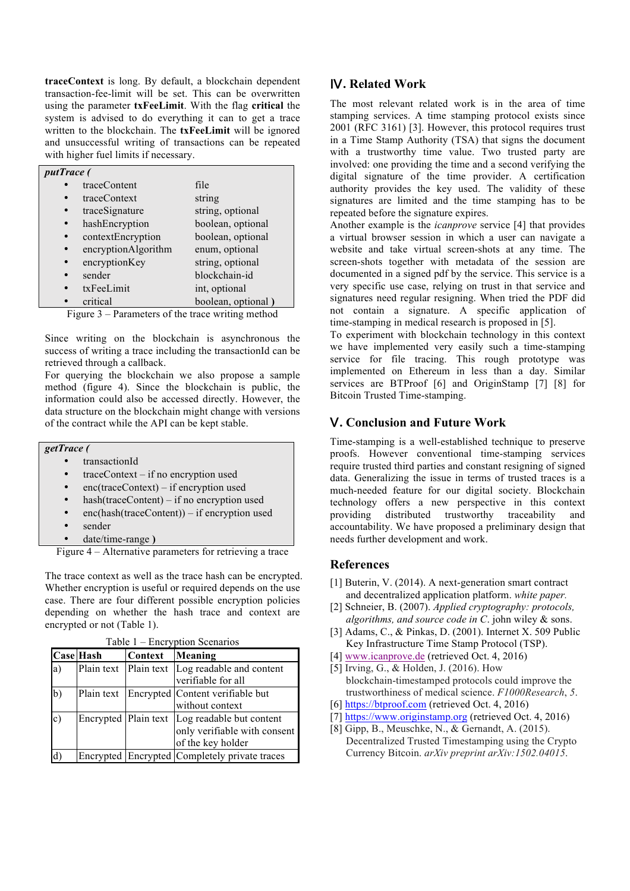**traceContext** is long. By default, a blockchain dependent transaction-fee-limit will be set. This can be overwritten using the parameter **txFeeLimit**. With the flag **critical** the system is advised to do everything it can to get a trace written to the blockchain. The **txFeeLimit** will be ignored and unsuccessful writing of transactions can be repeated with higher fuel limits if necessary.

***putTrace (***

- traceContent — file
- traceContext — string
- traceSignature — string, optional
- hashEncryption — boolean, optional
- contextEncryption — boolean, optional
- encryptionAlgorithm — enum, optional
- encryptionKey — string, optional
- sender — blockchain-id
- txFeeLimit — int, optional
- critical — boolean, optional **)**

Figure 3 – Parameters of the trace writing method

Since writing on the blockchain is asynchronous the success of writing a trace including the transactionId can be retrieved through a callback.
For querying the blockchain we also propose a sample method (figure 4). Since the blockchain is public, the information could also be accessed directly. However, the data structure on the blockchain might change with versions of the contract while the API can be kept stable.

***getTrace (***

- transactionId
- traceContext – if no encryption used
- enc(traceContext) – if encryption used
- hash(traceContent) – if no encryption used
- enc(hash(traceContent)) – if encryption used
- sender
- date/time-range **)**

Figure 4 – Alternative parameters for retrieving a trace

The trace context as well as the trace hash can be encrypted. Whether encryption is useful or required depends on the use case. There are four different possible encryption policies depending on whether the hash trace and context are encrypted or not (Table 1).

Table 1 – Encryption Scenarios

| Case | Hash | Context | Meaning |
|---|---|---|---|
| a) | Plain text | Plain text | Log readable and content verifiable for all |
| b) | Plain text | Encrypted | Content verifiable but without context |
| c) | Encrypted | Plain text | Log readable but content only verifiable with consent of the key holder |
| d) | Encrypted | Encrypted | Completely private traces |

## IV. Related Work

The most relevant related work is in the area of time stamping services. A time stamping protocol exists since 2001 (RFC 3161) [3]. However, this protocol requires trust in a Time Stamp Authority (TSA) that signs the document with a trustworthy time value. Two trusted party are involved: one providing the time and a second verifying the digital signature of the time provider. A certification authority provides the key used. The validity of these signatures are limited and the time stamping has to be repeated before the signature expires.
Another example is the *icanprove* service [4] that provides a virtual browser session in which a user can navigate a website and take virtual screen-shots at any time. The screen-shots together with metadata of the session are documented in a signed pdf by the service. This service is a very specific use case, relying on trust in that service and signatures need regular resigning. When tried the PDF did not contain a signature. A specific application of time-stamping in medical research is proposed in [5].
To experiment with blockchain technology in this context we have implemented very easily such a time-stamping service for file tracing. This rough prototype was implemented on Ethereum in less than a day. Similar services are BTProof [6] and OriginStamp [7] [8] for Bitcoin Trusted Time-stamping.

## V. Conclusion and Future Work

Time-stamping is a well-established technique to preserve proofs. However conventional time-stamping services require trusted third parties and constant resigning of signed data. Generalizing the issue in terms of trusted traces is a much-needed feature for our digital society. Blockchain technology offers a new perspective in this context providing distributed trustworthy traceability and accountability. We have proposed a preliminary design that needs further development and work.

## References

[1] Buterin, V. (2014). A next-generation smart contract and decentralized application platform. *white paper.*

[2] Schneier, B. (2007). *Applied cryptography: protocols, algorithms, and source code in C*. john wiley & sons.

[3] Adams, C., & Pinkas, D. (2001). Internet X. 509 Public Key Infrastructure Time Stamp Protocol (TSP).

[4] www.icanprove.de (retrieved Oct. 4, 2016)

[5] Irving, G., & Holden, J. (2016). How blockchain-timestamped protocols could improve the trustworthiness of medical science. *F1000Research*, *5*.

[6] https://btproof.com (retrieved Oct. 4, 2016)

[7] https://www.originstamp.org (retrieved Oct. 4, 2016)

[8] Gipp, B., Meuschke, N., & Gernandt, A. (2015). Decentralized Trusted Timestamping using the Crypto Currency Bitcoin. *arXiv preprint arXiv:1502.04015*.